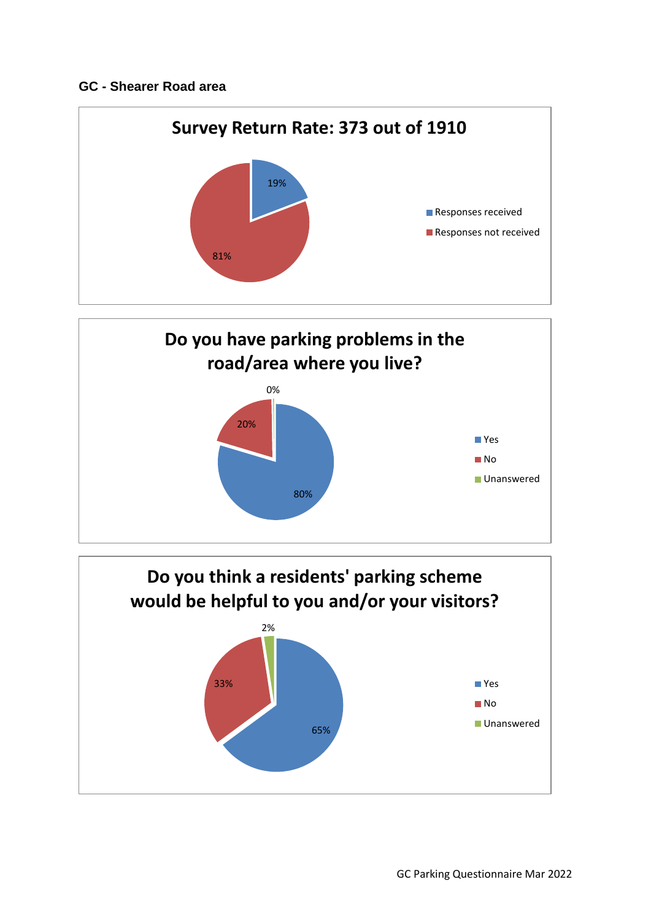## GC - Shearer Road area

**Survey Return Rate: 373 out of 1910**

19%

81%

Responses received

Responses not received

**Do you have parking problems in the road/area where you live?**

0%

20%

80%

Yes

No

Unanswered

**Do you think a residents' parking scheme would be helpful to you and/or your visitors?**

2%

33%

65%

Yes

No

Unanswered

GC Parking Questionnaire Mar 2022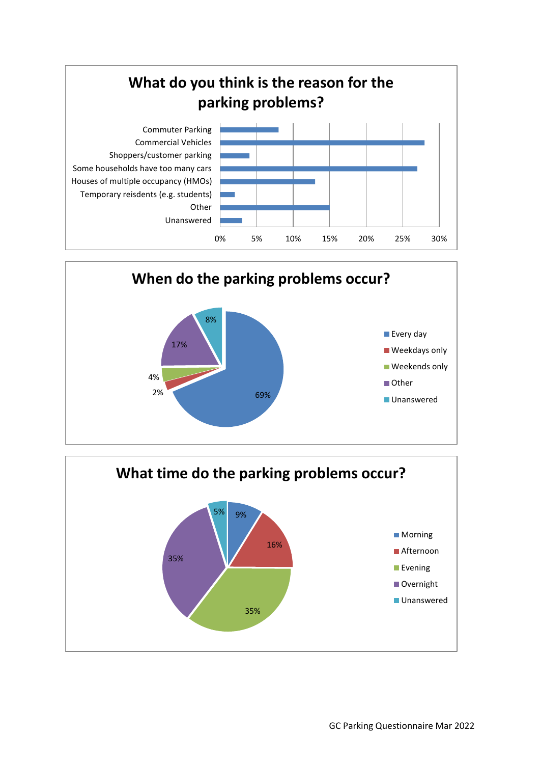## What do you think is the reason for the parking problems?

Commuter Parking
Commercial Vehicles
Shoppers/customer parking
Some households have too many cars
Houses of multiple occupancy (HMOs)
Temporary reisdents (e.g. students)
Other
Unanswered

0% 5% 10% 15% 20% 25% 30%

## When do the parking problems occur?

69%
2%
4%
17%
8%

Every day
Weekdays only
Weekends only
Other
Unanswered

## What time do the parking problems occur?

9%
16%
35%
35%
5%

Morning
Afternoon
Evening
Overnight
Unanswered

GC Parking Questionnaire Mar 2022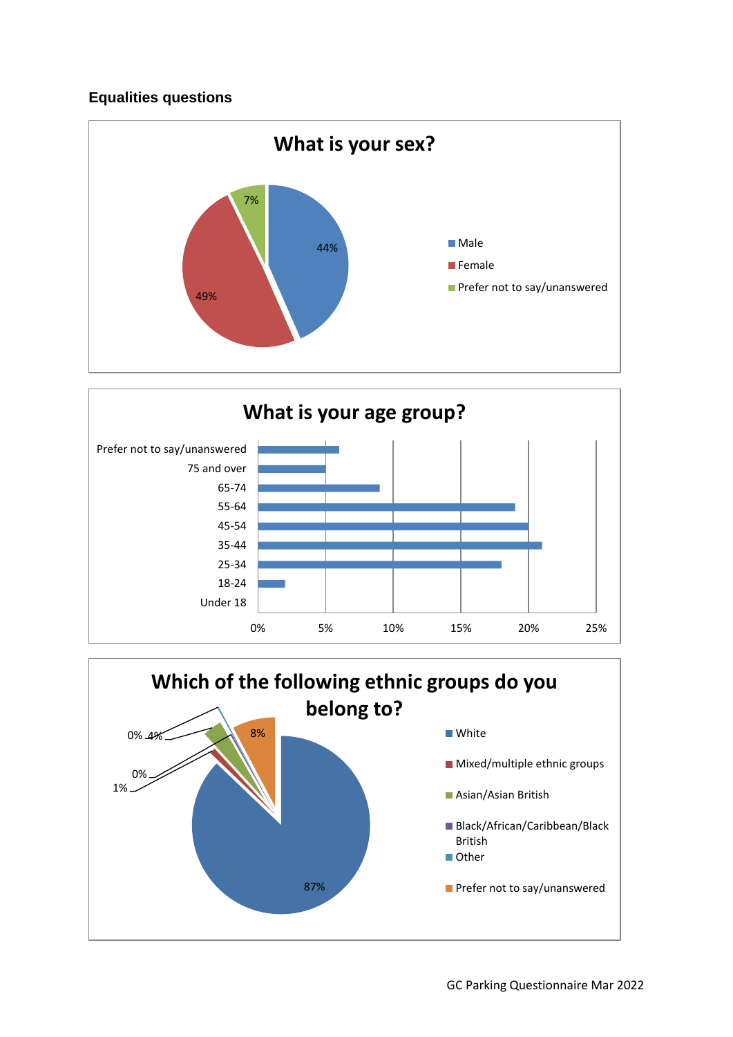## Equalities questions

**What is your sex?**

7%
44%
49%

Male
Female
Prefer not to say/unanswered

**What is your age group?**

Prefer not to say/unanswered
75 and over
65-74
55-64
45-54
35-44
25-34
18-24
Under 18

0%
5%
10%
15%
20%
25%

**Which of the following ethnic groups do you belong to?**

0%
4%
0%
1%
8%
87%

White
Mixed/multiple ethnic groups
Asian/Asian British
Black/African/Caribbean/Black British
Other
Prefer not to say/unanswered

GC Parking Questionnaire Mar 2022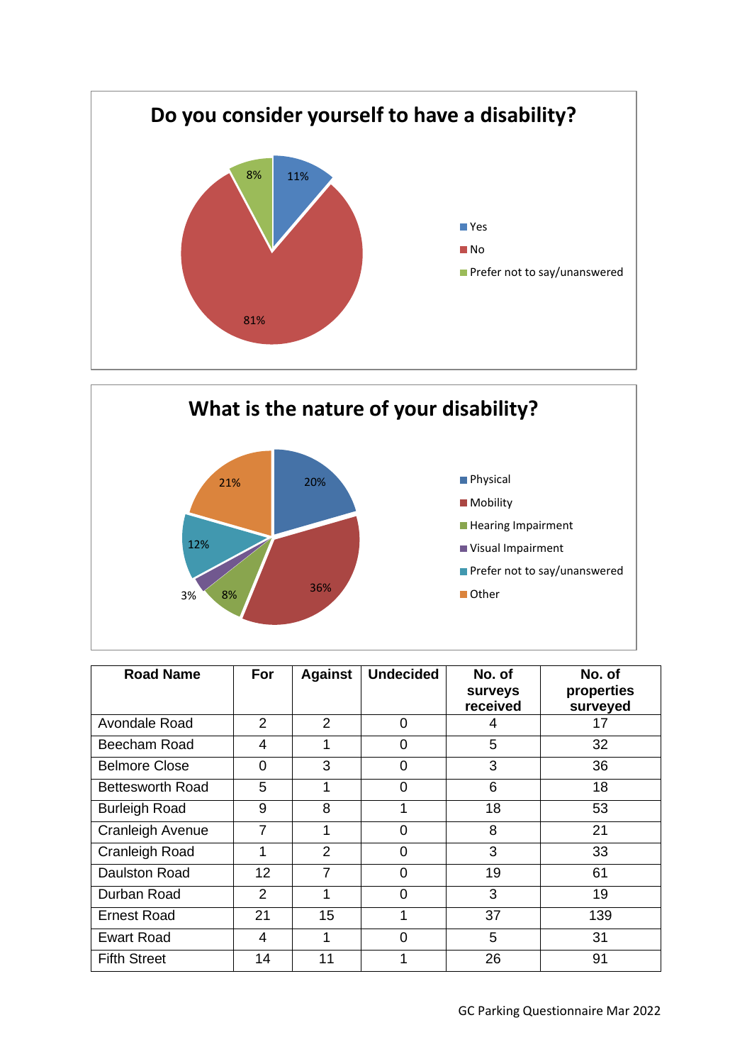Do you consider yourself to have a disability?

11%
81%
8%

Yes
No
Prefer not to say/unanswered

What is the nature of your disability?

20%
36%
8%
3%
12%
21%

Physical
Mobility
Hearing Impairment
Visual Impairment
Prefer not to say/unanswered
Other

| Road Name | For | Against | Undecided | No. of surveys received | No. of properties surveyed |
|---|---|---|---|---|---|
| Avondale Road | 2 | 2 | 0 | 4 | 17 |
| Beecham Road | 4 | 1 | 0 | 5 | 32 |
| Belmore Close | 0 | 3 | 0 | 3 | 36 |
| Bettesworth Road | 5 | 1 | 0 | 6 | 18 |
| Burleigh Road | 9 | 8 | 1 | 18 | 53 |
| Cranleigh Avenue | 7 | 1 | 0 | 8 | 21 |
| Cranleigh Road | 1 | 2 | 0 | 3 | 33 |
| Daulston Road | 12 | 7 | 0 | 19 | 61 |
| Durban Road | 2 | 1 | 0 | 3 | 19 |
| Ernest Road | 21 | 15 | 1 | 37 | 139 |
| Ewart Road | 4 | 1 | 0 | 5 | 31 |
| Fifth Street | 14 | 11 | 1 | 26 | 91 |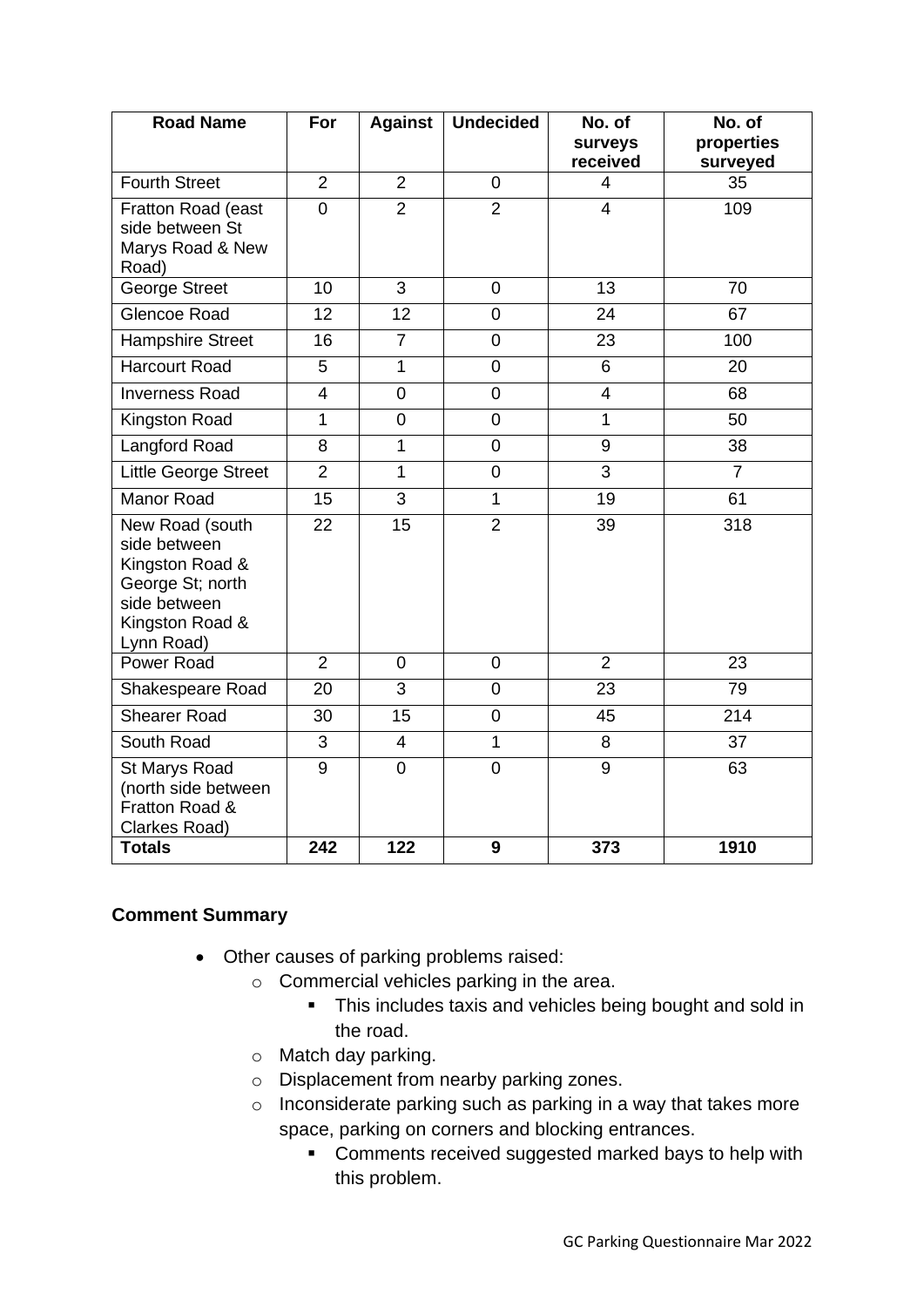| Road Name | For | Against | Undecided | No. of surveys received | No. of properties surveyed |
| --- | --- | --- | --- | --- | --- |
| Fourth Street | 2 | 2 | 0 | 4 | 35 |
| Fratton Road (east side between St Marys Road & New Road) | 0 | 2 | 2 | 4 | 109 |
| George Street | 10 | 3 | 0 | 13 | 70 |
| Glencoe Road | 12 | 12 | 0 | 24 | 67 |
| Hampshire Street | 16 | 7 | 0 | 23 | 100 |
| Harcourt Road | 5 | 1 | 0 | 6 | 20 |
| Inverness Road | 4 | 0 | 0 | 4 | 68 |
| Kingston Road | 1 | 0 | 0 | 1 | 50 |
| Langford Road | 8 | 1 | 0 | 9 | 38 |
| Little George Street | 2 | 1 | 0 | 3 | 7 |
| Manor Road | 15 | 3 | 1 | 19 | 61 |
| New Road (south side between Kingston Road & George St; north side between Kingston Road & Lynn Road) | 22 | 15 | 2 | 39 | 318 |
| Power Road | 2 | 0 | 0 | 2 | 23 |
| Shakespeare Road | 20 | 3 | 0 | 23 | 79 |
| Shearer Road | 30 | 15 | 0 | 45 | 214 |
| South Road | 3 | 4 | 1 | 8 | 37 |
| St Marys Road (north side between Fratton Road & Clarkes Road) | 9 | 0 | 0 | 9 | 63 |
| **Totals** | **242** | **122** | **9** | **373** | **1910** |

## Comment Summary

- Other causes of parking problems raised:
  - Commercial vehicles parking in the area.
    - This includes taxis and vehicles being bought and sold in the road.
  - Match day parking.
  - Displacement from nearby parking zones.
  - Inconsiderate parking such as parking in a way that takes more space, parking on corners and blocking entrances.
    - Comments received suggested marked bays to help with this problem.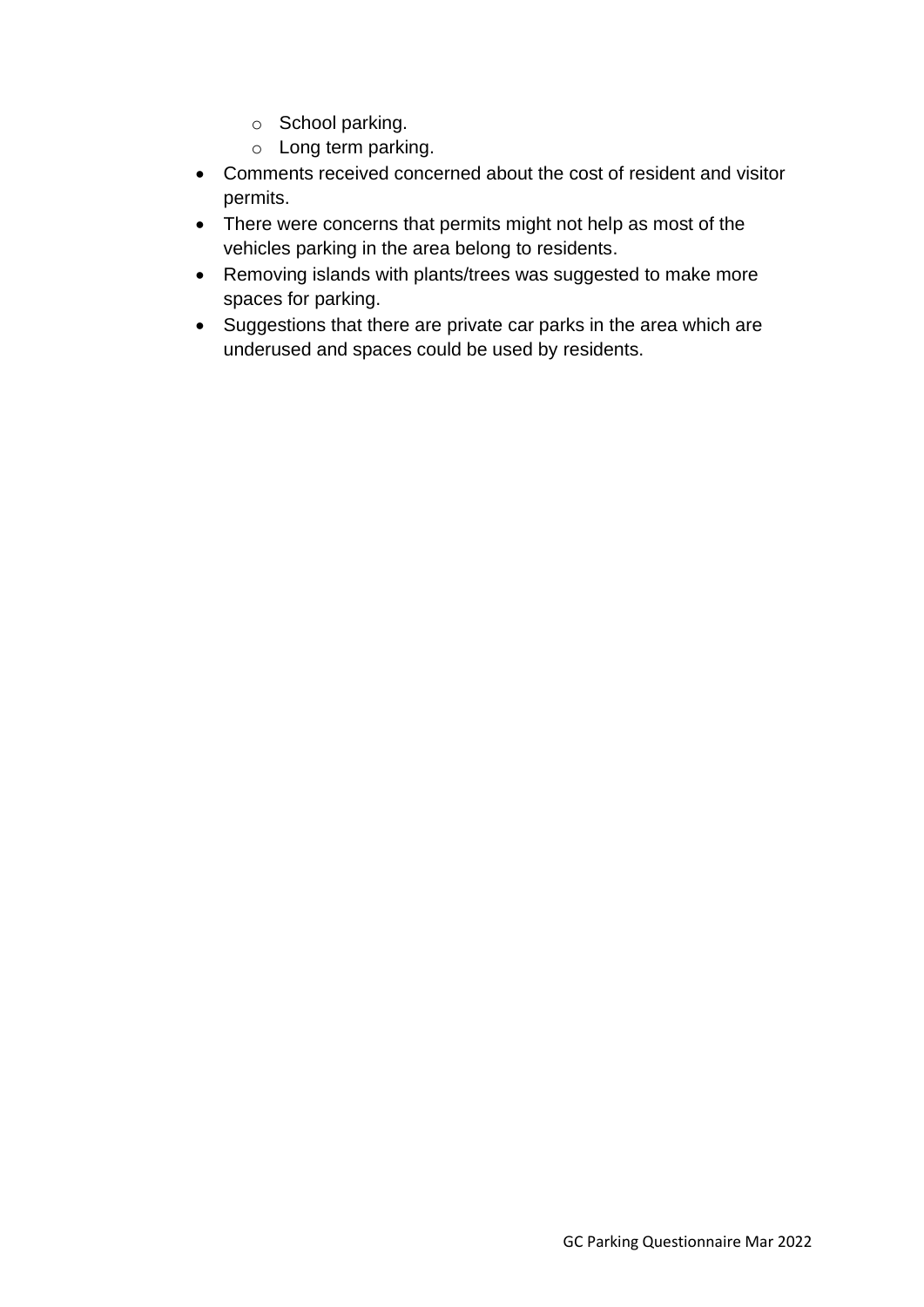- School parking.
  - Long term parking.
- Comments received concerned about the cost of resident and visitor permits.
- There were concerns that permits might not help as most of the vehicles parking in the area belong to residents.
- Removing islands with plants/trees was suggested to make more spaces for parking.
- Suggestions that there are private car parks in the area which are underused and spaces could be used by residents.